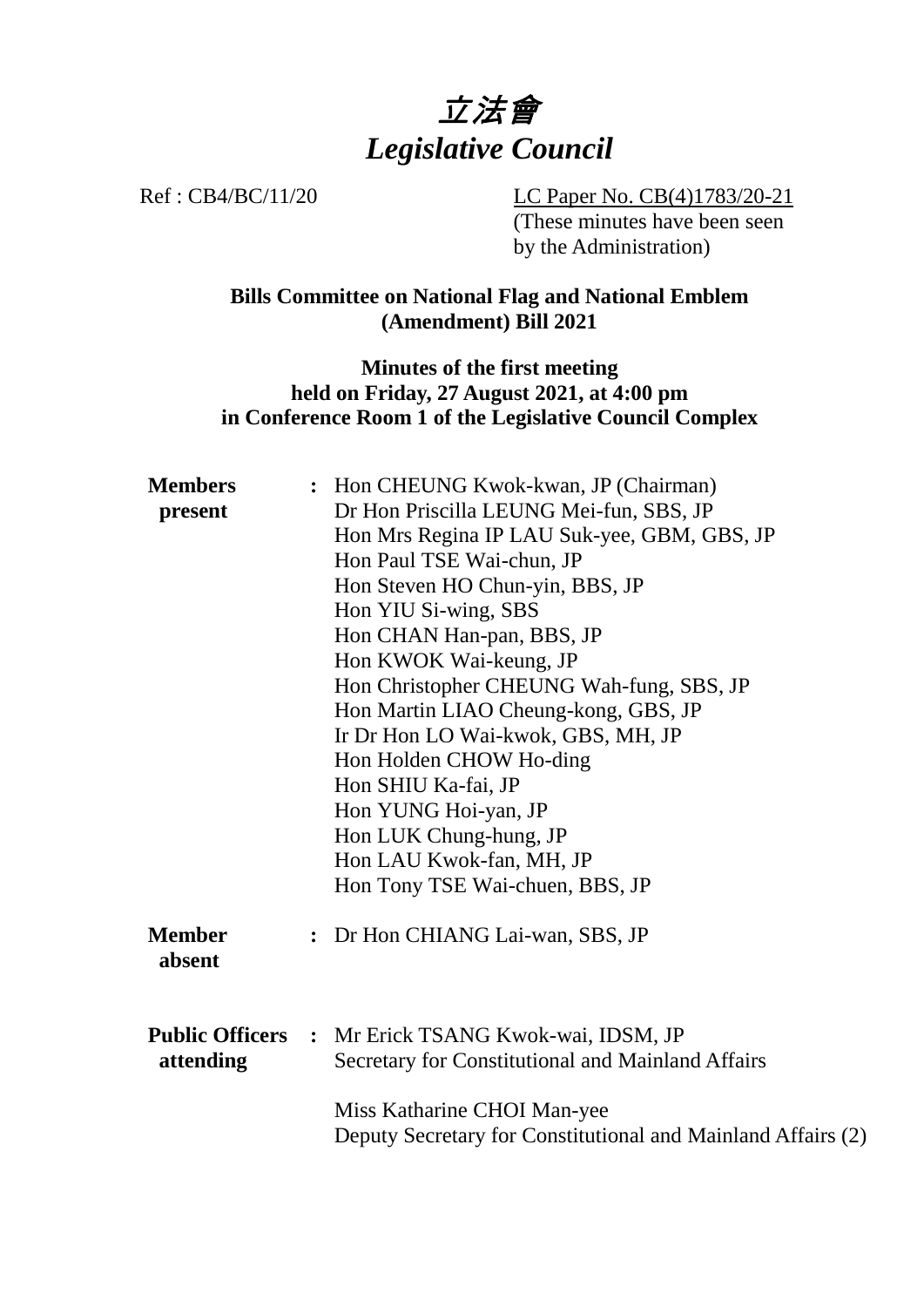# 立法會
# *Legislative Council*

Ref : CB4/BC/11/20

LC Paper No. CB(4)1783/20-21
(These minutes have been seen by the Administration)

**Bills Committee on National Flag and National Emblem (Amendment) Bill 2021**

**Minutes of the first meeting held on Friday, 27 August 2021, at 4:00 pm in Conference Room 1 of the Legislative Council Complex**

| | | |
|---|---|---|
| **Members present** | : | Hon CHEUNG Kwok-kwan, JP (Chairman)<br>Dr Hon Priscilla LEUNG Mei-fun, SBS, JP<br>Hon Mrs Regina IP LAU Suk-yee, GBM, GBS, JP<br>Hon Paul TSE Wai-chun, JP<br>Hon Steven HO Chun-yin, BBS, JP<br>Hon YIU Si-wing, SBS<br>Hon CHAN Han-pan, BBS, JP<br>Hon KWOK Wai-keung, JP<br>Hon Christopher CHEUNG Wah-fung, SBS, JP<br>Hon Martin LIAO Cheung-kong, GBS, JP<br>Ir Dr Hon LO Wai-kwok, GBS, MH, JP<br>Hon Holden CHOW Ho-ding<br>Hon SHIU Ka-fai, JP<br>Hon YUNG Hoi-yan, JP<br>Hon LUK Chung-hung, JP<br>Hon LAU Kwok-fan, MH, JP<br>Hon Tony TSE Wai-chuen, BBS, JP |
| **Member absent** | : | Dr Hon CHIANG Lai-wan, SBS, JP |
| **Public Officers attending** | : | Mr Erick TSANG Kwok-wai, IDSM, JP<br>Secretary for Constitutional and Mainland Affairs<br><br>Miss Katharine CHOI Man-yee<br>Deputy Secretary for Constitutional and Mainland Affairs (2) |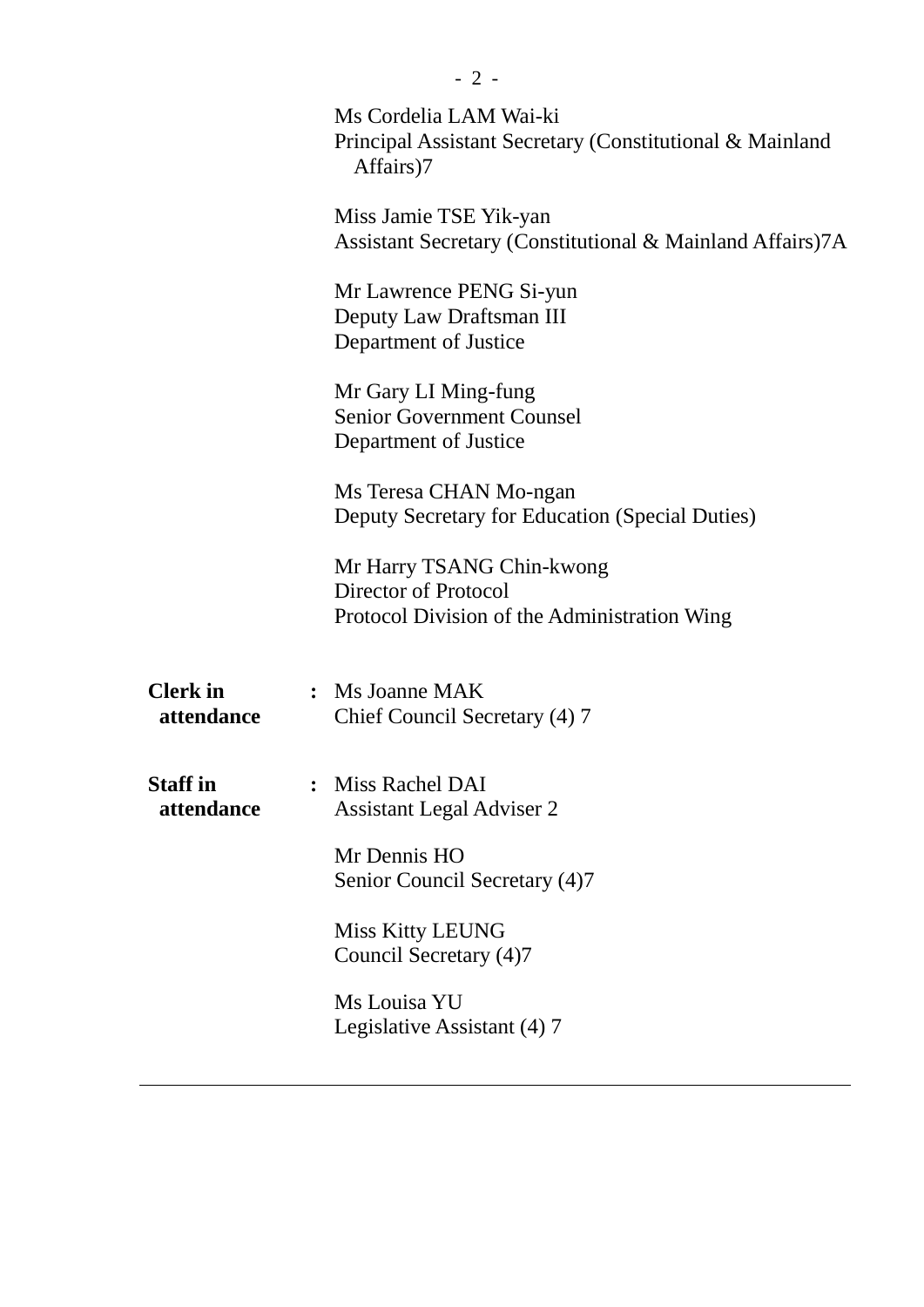Ms Cordelia LAM Wai-ki
Principal Assistant Secretary (Constitutional & Mainland Affairs)7

Miss Jamie TSE Yik-yan
Assistant Secretary (Constitutional & Mainland Affairs)7A

Mr Lawrence PENG Si-yun
Deputy Law Draftsman III
Department of Justice

Mr Gary LI Ming-fung
Senior Government Counsel
Department of Justice

Ms Teresa CHAN Mo-ngan
Deputy Secretary for Education (Special Duties)

Mr Harry TSANG Chin-kwong
Director of Protocol
Protocol Division of the Administration Wing

**Clerk in attendance** : Ms Joanne MAK
Chief Council Secretary (4) 7

**Staff in attendance** : Miss Rachel DAI
Assistant Legal Adviser 2

Mr Dennis HO
Senior Council Secretary (4)7

Miss Kitty LEUNG
Council Secretary (4)7

Ms Louisa YU
Legislative Assistant (4) 7

---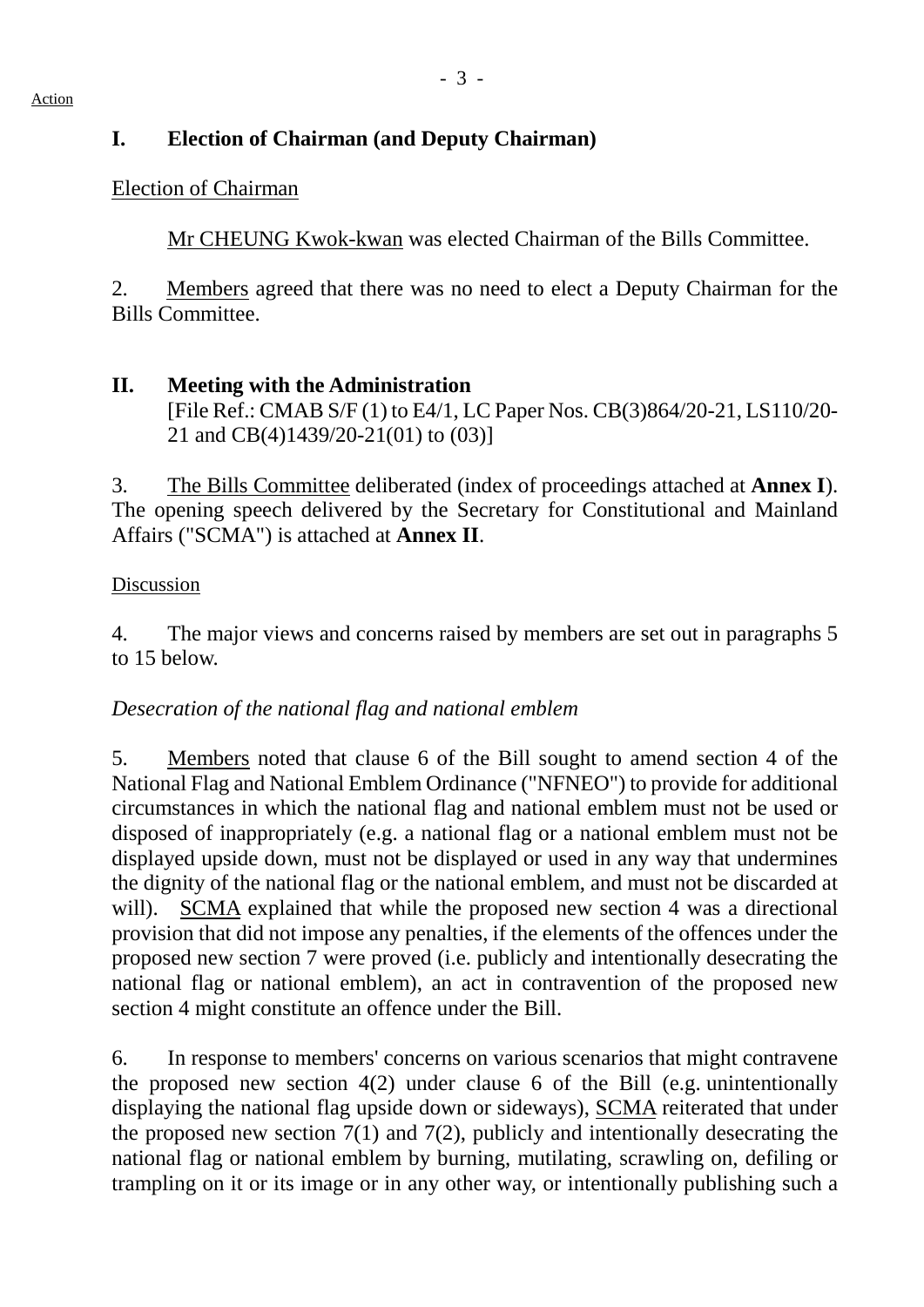## I. Election of Chairman (and Deputy Chairman)

Election of Chairman

Mr CHEUNG Kwok-kwan was elected Chairman of the Bills Committee.

2. Members agreed that there was no need to elect a Deputy Chairman for the Bills Committee.

## II. Meeting with the Administration

[File Ref.: CMAB S/F (1) to E4/1, LC Paper Nos. CB(3)864/20-21, LS110/20-21 and CB(4)1439/20-21(01) to (03)]

3. The Bills Committee deliberated (index of proceedings attached at **Annex I**). The opening speech delivered by the Secretary for Constitutional and Mainland Affairs ("SCMA") is attached at **Annex II**.

Discussion

4. The major views and concerns raised by members are set out in paragraphs 5 to 15 below.

*Desecration of the national flag and national emblem*

5. Members noted that clause 6 of the Bill sought to amend section 4 of the National Flag and National Emblem Ordinance ("NFNEO") to provide for additional circumstances in which the national flag and national emblem must not be used or disposed of inappropriately (e.g. a national flag or a national emblem must not be displayed upside down, must not be displayed or used in any way that undermines the dignity of the national flag or the national emblem, and must not be discarded at will). SCMA explained that while the proposed new section 4 was a directional provision that did not impose any penalties, if the elements of the offences under the proposed new section 7 were proved (i.e. publicly and intentionally desecrating the national flag or national emblem), an act in contravention of the proposed new section 4 might constitute an offence under the Bill.

6. In response to members' concerns on various scenarios that might contravene the proposed new section 4(2) under clause 6 of the Bill (e.g. unintentionally displaying the national flag upside down or sideways), SCMA reiterated that under the proposed new section 7(1) and 7(2), publicly and intentionally desecrating the national flag or national emblem by burning, mutilating, scrawling on, defiling or trampling on it or its image or in any other way, or intentionally publishing such a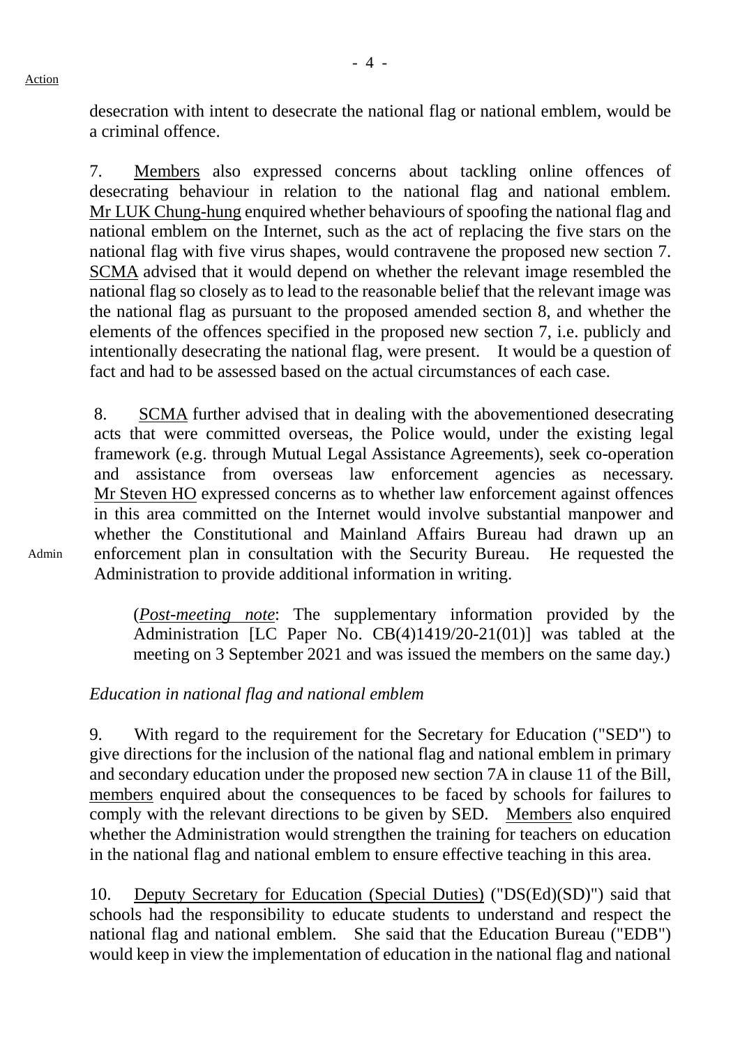desecration with intent to desecrate the national flag or national emblem, would be a criminal offence.

7. Members also expressed concerns about tackling online offences of desecrating behaviour in relation to the national flag and national emblem. Mr LUK Chung-hung enquired whether behaviours of spoofing the national flag and national emblem on the Internet, such as the act of replacing the five stars on the national flag with five virus shapes, would contravene the proposed new section 7. SCMA advised that it would depend on whether the relevant image resembled the national flag so closely as to lead to the reasonable belief that the relevant image was the national flag as pursuant to the proposed amended section 8, and whether the elements of the offences specified in the proposed new section 7, i.e. publicly and intentionally desecrating the national flag, were present. It would be a question of fact and had to be assessed based on the actual circumstances of each case.

8. SCMA further advised that in dealing with the abovementioned desecrating acts that were committed overseas, the Police would, under the existing legal framework (e.g. through Mutual Legal Assistance Agreements), seek co-operation and assistance from overseas law enforcement agencies as necessary. Mr Steven HO expressed concerns as to whether law enforcement against offences in this area committed on the Internet would involve substantial manpower and whether the Constitutional and Mainland Affairs Bureau had drawn up an enforcement plan in consultation with the Security Bureau. He requested the Administration to provide additional information in writing.

Admin

(*Post-meeting note*: The supplementary information provided by the Administration [LC Paper No. CB(4)1419/20-21(01)] was tabled at the meeting on 3 September 2021 and was issued the members on the same day.)

*Education in national flag and national emblem*

9. With regard to the requirement for the Secretary for Education ("SED") to give directions for the inclusion of the national flag and national emblem in primary and secondary education under the proposed new section 7A in clause 11 of the Bill, members enquired about the consequences to be faced by schools for failures to comply with the relevant directions to be given by SED. Members also enquired whether the Administration would strengthen the training for teachers on education in the national flag and national emblem to ensure effective teaching in this area.

10. Deputy Secretary for Education (Special Duties) ("DS(Ed)(SD)") said that schools had the responsibility to educate students to understand and respect the national flag and national emblem. She said that the Education Bureau ("EDB") would keep in view the implementation of education in the national flag and national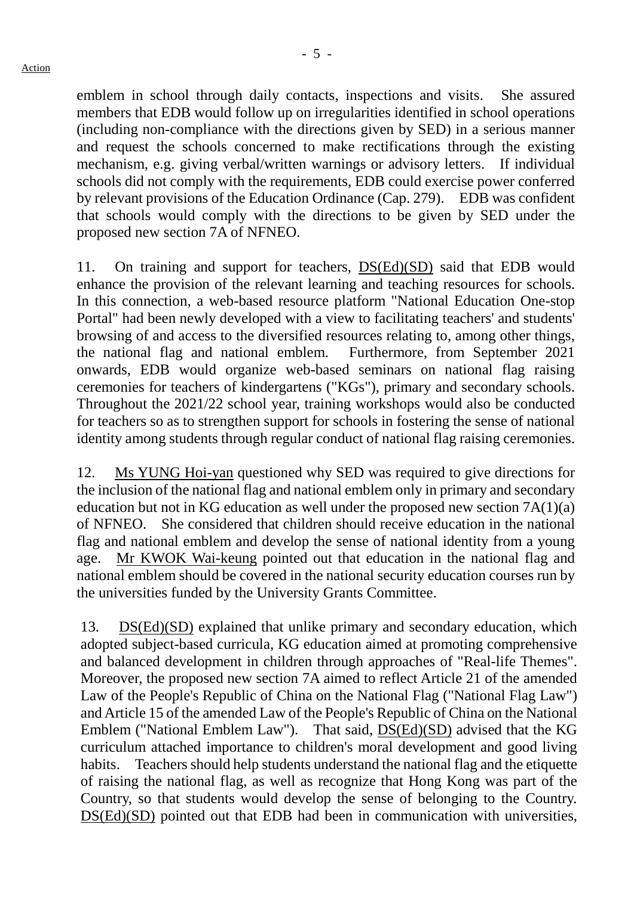emblem in school through daily contacts, inspections and visits. She assured members that EDB would follow up on irregularities identified in school operations (including non-compliance with the directions given by SED) in a serious manner and request the schools concerned to make rectifications through the existing mechanism, e.g. giving verbal/written warnings or advisory letters. If individual schools did not comply with the requirements, EDB could exercise power conferred by relevant provisions of the Education Ordinance (Cap. 279). EDB was confident that schools would comply with the directions to be given by SED under the proposed new section 7A of NFNEO.

11. On training and support for teachers, DS(Ed)(SD) said that EDB would enhance the provision of the relevant learning and teaching resources for schools. In this connection, a web-based resource platform "National Education One-stop Portal" had been newly developed with a view to facilitating teachers' and students' browsing of and access to the diversified resources relating to, among other things, the national flag and national emblem. Furthermore, from September 2021 onwards, EDB would organize web-based seminars on national flag raising ceremonies for teachers of kindergartens ("KGs"), primary and secondary schools. Throughout the 2021/22 school year, training workshops would also be conducted for teachers so as to strengthen support for schools in fostering the sense of national identity among students through regular conduct of national flag raising ceremonies.

12. Ms YUNG Hoi-yan questioned why SED was required to give directions for the inclusion of the national flag and national emblem only in primary and secondary education but not in KG education as well under the proposed new section 7A(1)(a) of NFNEO. She considered that children should receive education in the national flag and national emblem and develop the sense of national identity from a young age. Mr KWOK Wai-keung pointed out that education in the national flag and national emblem should be covered in the national security education courses run by the universities funded by the University Grants Committee.

13. DS(Ed)(SD) explained that unlike primary and secondary education, which adopted subject-based curricula, KG education aimed at promoting comprehensive and balanced development in children through approaches of "Real-life Themes". Moreover, the proposed new section 7A aimed to reflect Article 21 of the amended Law of the People's Republic of China on the National Flag ("National Flag Law") and Article 15 of the amended Law of the People's Republic of China on the National Emblem ("National Emblem Law"). That said, DS(Ed)(SD) advised that the KG curriculum attached importance to children's moral development and good living habits. Teachers should help students understand the national flag and the etiquette of raising the national flag, as well as recognize that Hong Kong was part of the Country, so that students would develop the sense of belonging to the Country. DS(Ed)(SD) pointed out that EDB had been in communication with universities,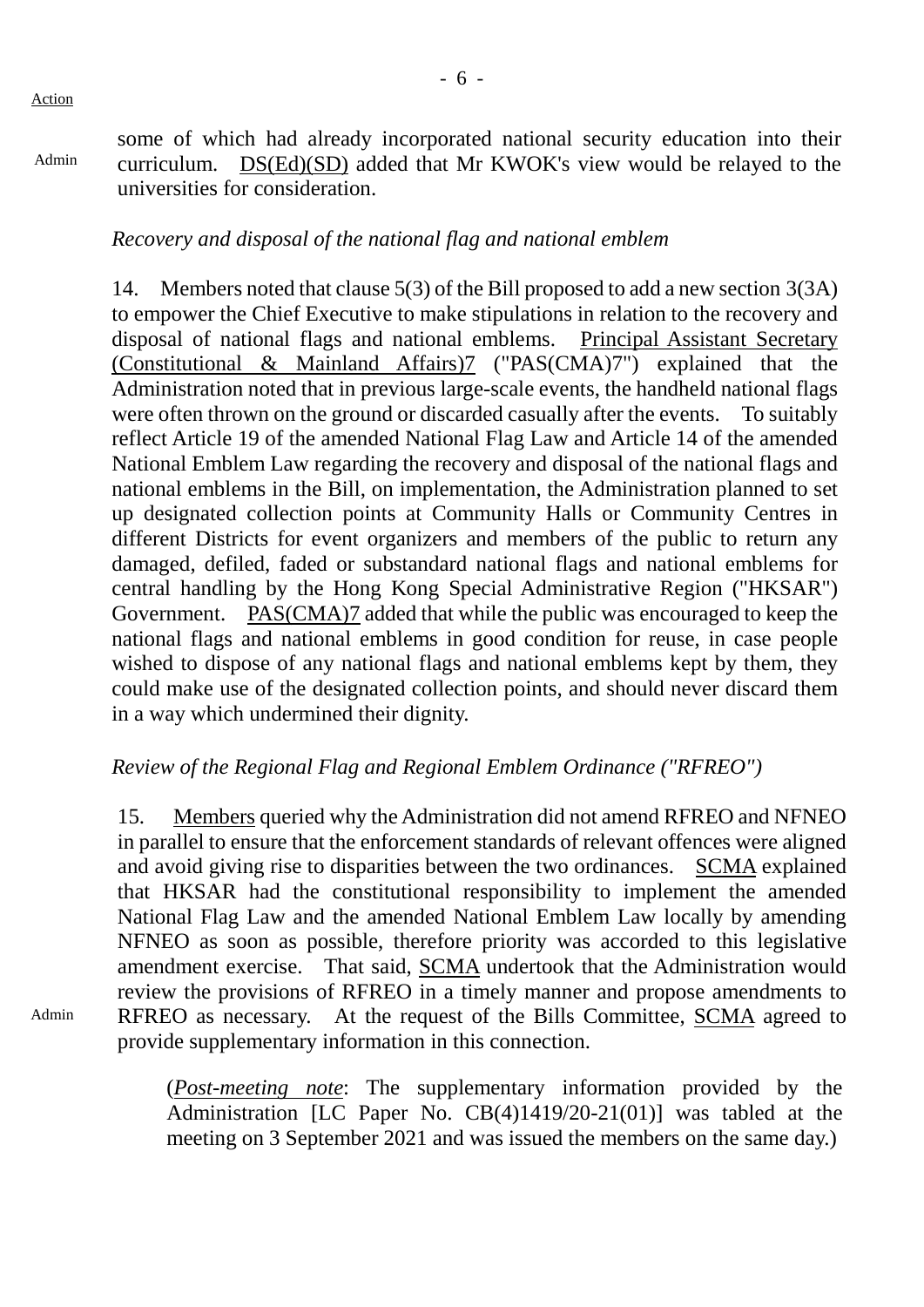Action

Admin

some of which had already incorporated national security education into their curriculum. DS(Ed)(SD) added that Mr KWOK's view would be relayed to the universities for consideration.

*Recovery and disposal of the national flag and national emblem*

14. Members noted that clause 5(3) of the Bill proposed to add a new section 3(3A) to empower the Chief Executive to make stipulations in relation to the recovery and disposal of national flags and national emblems. Principal Assistant Secretary (Constitutional & Mainland Affairs)7 ("PAS(CMA)7") explained that the Administration noted that in previous large-scale events, the handheld national flags were often thrown on the ground or discarded casually after the events. To suitably reflect Article 19 of the amended National Flag Law and Article 14 of the amended National Emblem Law regarding the recovery and disposal of the national flags and national emblems in the Bill, on implementation, the Administration planned to set up designated collection points at Community Halls or Community Centres in different Districts for event organizers and members of the public to return any damaged, defiled, faded or substandard national flags and national emblems for central handling by the Hong Kong Special Administrative Region ("HKSAR") Government. PAS(CMA)7 added that while the public was encouraged to keep the national flags and national emblems in good condition for reuse, in case people wished to dispose of any national flags and national emblems kept by them, they could make use of the designated collection points, and should never discard them in a way which undermined their dignity.

*Review of the Regional Flag and Regional Emblem Ordinance ("RFREO")*

15. Members queried why the Administration did not amend RFREO and NFNEO in parallel to ensure that the enforcement standards of relevant offences were aligned and avoid giving rise to disparities between the two ordinances. SCMA explained that HKSAR had the constitutional responsibility to implement the amended National Flag Law and the amended National Emblem Law locally by amending NFNEO as soon as possible, therefore priority was accorded to this legislative amendment exercise. That said, SCMA undertook that the Administration would review the provisions of RFREO in a timely manner and propose amendments to RFREO as necessary. At the request of the Bills Committee, SCMA agreed to provide supplementary information in this connection.

Admin

(*Post-meeting note*: The supplementary information provided by the Administration [LC Paper No. CB(4)1419/20-21(01)] was tabled at the meeting on 3 September 2021 and was issued the members on the same day.)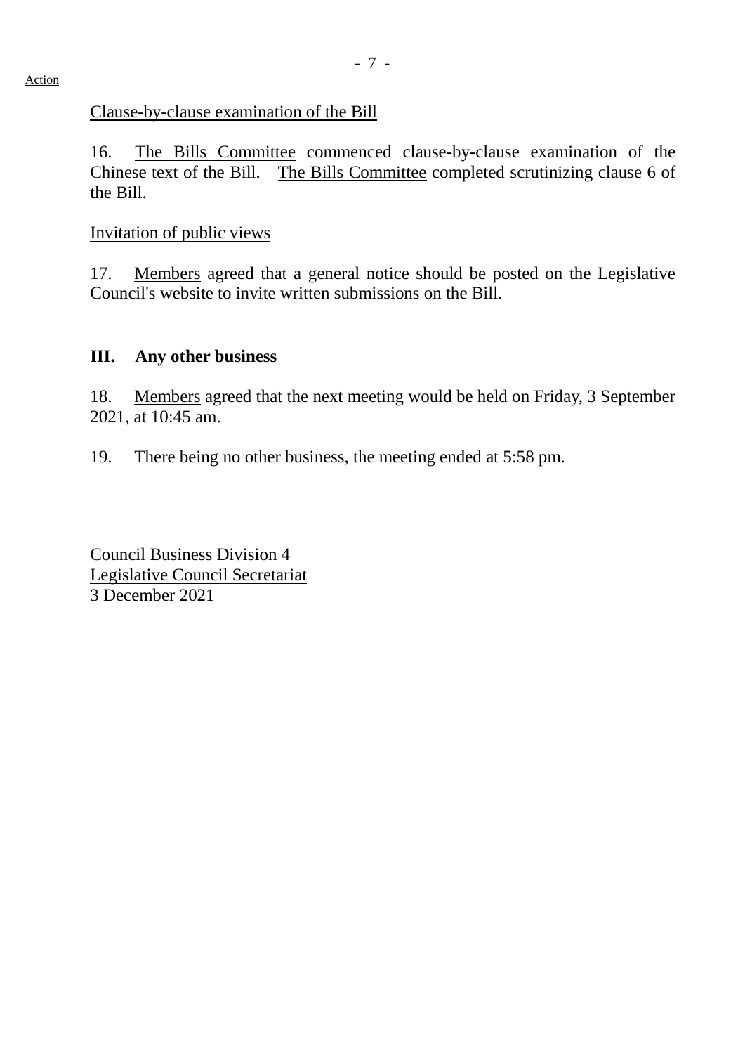Action

<u>Clause-by-clause examination of the Bill</u>

16. <u>The Bills Committee</u> commenced clause-by-clause examination of the Chinese text of the Bill. <u>The Bills Committee</u> completed scrutinizing clause 6 of the Bill.

<u>Invitation of public views</u>

17. <u>Members</u> agreed that a general notice should be posted on the Legislative Council's website to invite written submissions on the Bill.

## III. Any other business

18. <u>Members</u> agreed that the next meeting would be held on Friday, 3 September 2021, at 10:45 am.

19. There being no other business, the meeting ended at 5:58 pm.

Council Business Division 4
<u>Legislative Council Secretariat</u>
3 December 2021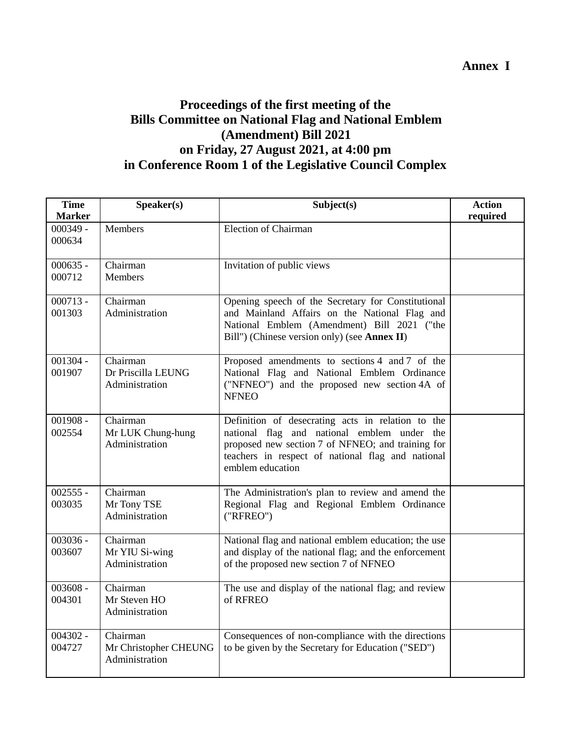**Annex I**

# Proceedings of the first meeting of the Bills Committee on National Flag and National Emblem (Amendment) Bill 2021 on Friday, 27 August 2021, at 4:00 pm in Conference Room 1 of the Legislative Council Complex

| Time Marker | Speaker(s) | Subject(s) | Action required |
|---|---|---|---|
| 000349 - 000634 | Members | Election of Chairman | |
| 000635 - 000712 | Chairman<br>Members | Invitation of public views | |
| 000713 - 001303 | Chairman<br>Administration | Opening speech of the Secretary for Constitutional and Mainland Affairs on the National Flag and National Emblem (Amendment) Bill 2021 ("the Bill") (Chinese version only) (see **Annex II**) | |
| 001304 - 001907 | Chairman<br>Dr Priscilla LEUNG<br>Administration | Proposed amendments to sections 4 and 7 of the National Flag and National Emblem Ordinance ("NFNEO") and the proposed new section 4A of NFNEO | |
| 001908 - 002554 | Chairman<br>Mr LUK Chung-hung<br>Administration | Definition of desecrating acts in relation to the national flag and national emblem under the proposed new section 7 of NFNEO; and training for teachers in respect of national flag and national emblem education | |
| 002555 - 003035 | Chairman<br>Mr Tony TSE<br>Administration | The Administration's plan to review and amend the Regional Flag and Regional Emblem Ordinance ("RFREO") | |
| 003036 - 003607 | Chairman<br>Mr YIU Si-wing<br>Administration | National flag and national emblem education; the use and display of the national flag; and the enforcement of the proposed new section 7 of NFNEO | |
| 003608 - 004301 | Chairman<br>Mr Steven HO<br>Administration | The use and display of the national flag; and review of RFREO | |
| 004302 - 004727 | Chairman<br>Mr Christopher CHEUNG<br>Administration | Consequences of non-compliance with the directions to be given by the Secretary for Education ("SED") | |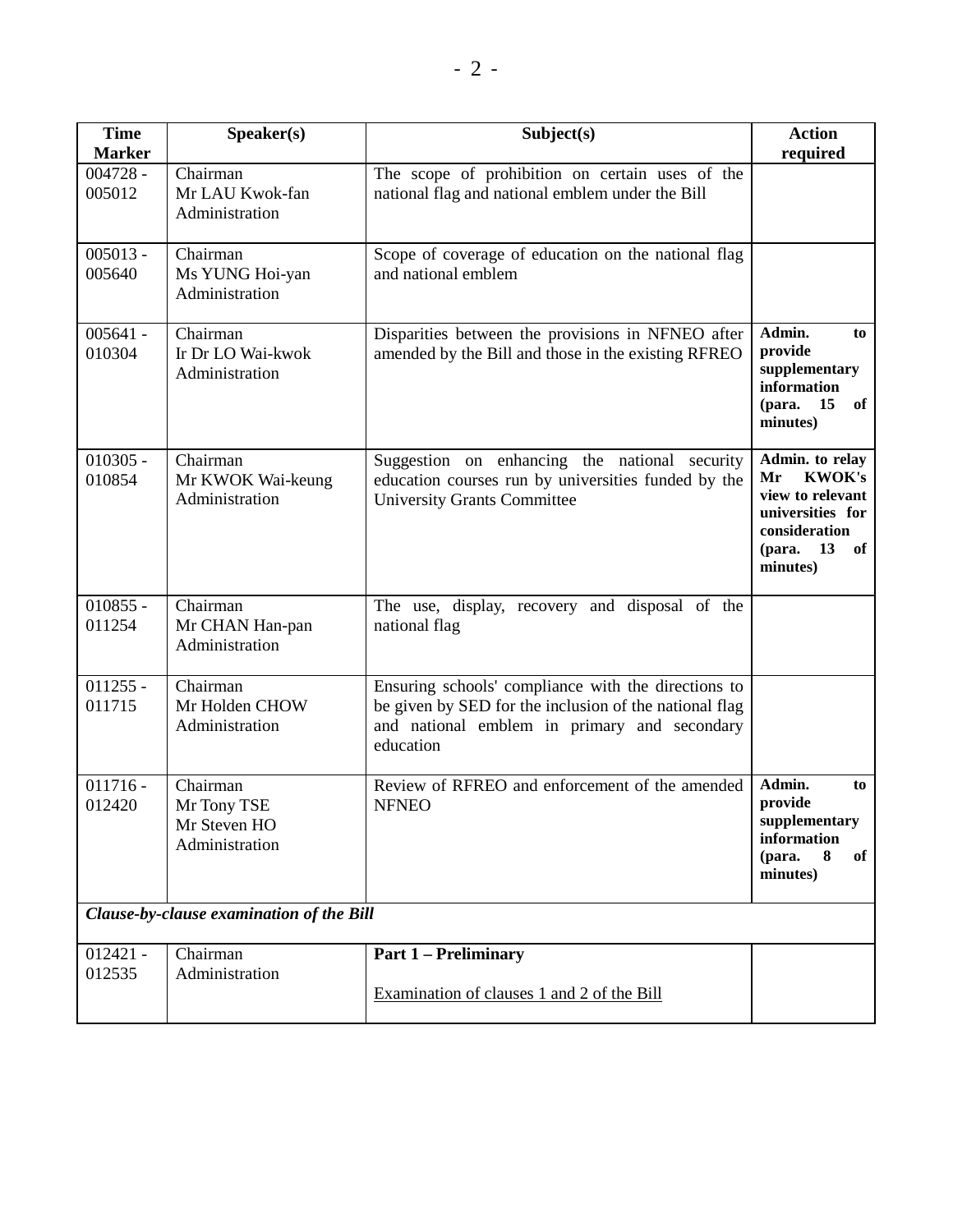| Time Marker | Speaker(s) | Subject(s) | Action required |
|---|---|---|---|
| 004728 - 005012 | Chairman<br>Mr LAU Kwok-fan<br>Administration | The scope of prohibition on certain uses of the national flag and national emblem under the Bill | |
| 005013 - 005640 | Chairman<br>Ms YUNG Hoi-yan<br>Administration | Scope of coverage of education on the national flag and national emblem | |
| 005641 - 010304 | Chairman<br>Ir Dr LO Wai-kwok<br>Administration | Disparities between the provisions in NFNEO after amended by the Bill and those in the existing RFREO | **Admin. to provide supplementary information (para. 15 of minutes)** |
| 010305 - 010854 | Chairman<br>Mr KWOK Wai-keung<br>Administration | Suggestion on enhancing the national security education courses run by universities funded by the University Grants Committee | **Admin. to relay Mr KWOK's view to relevant universities for consideration (para. 13 of minutes)** |
| 010855 - 011254 | Chairman<br>Mr CHAN Han-pan<br>Administration | The use, display, recovery and disposal of the national flag | |
| 011255 - 011715 | Chairman<br>Mr Holden CHOW<br>Administration | Ensuring schools' compliance with the directions to be given by SED for the inclusion of the national flag and national emblem in primary and secondary education | |
| 011716 - 012420 | Chairman<br>Mr Tony TSE<br>Mr Steven HO<br>Administration | Review of RFREO and enforcement of the amended NFNEO | **Admin. to provide supplementary information (para. 8 of minutes)** |
| ***Clause-by-clause examination of the Bill*** | | | |
| 012421 - 012535 | Chairman<br>Administration | **Part 1 – Preliminary**<br><br>Examination of clauses 1 and 2 of the Bill | |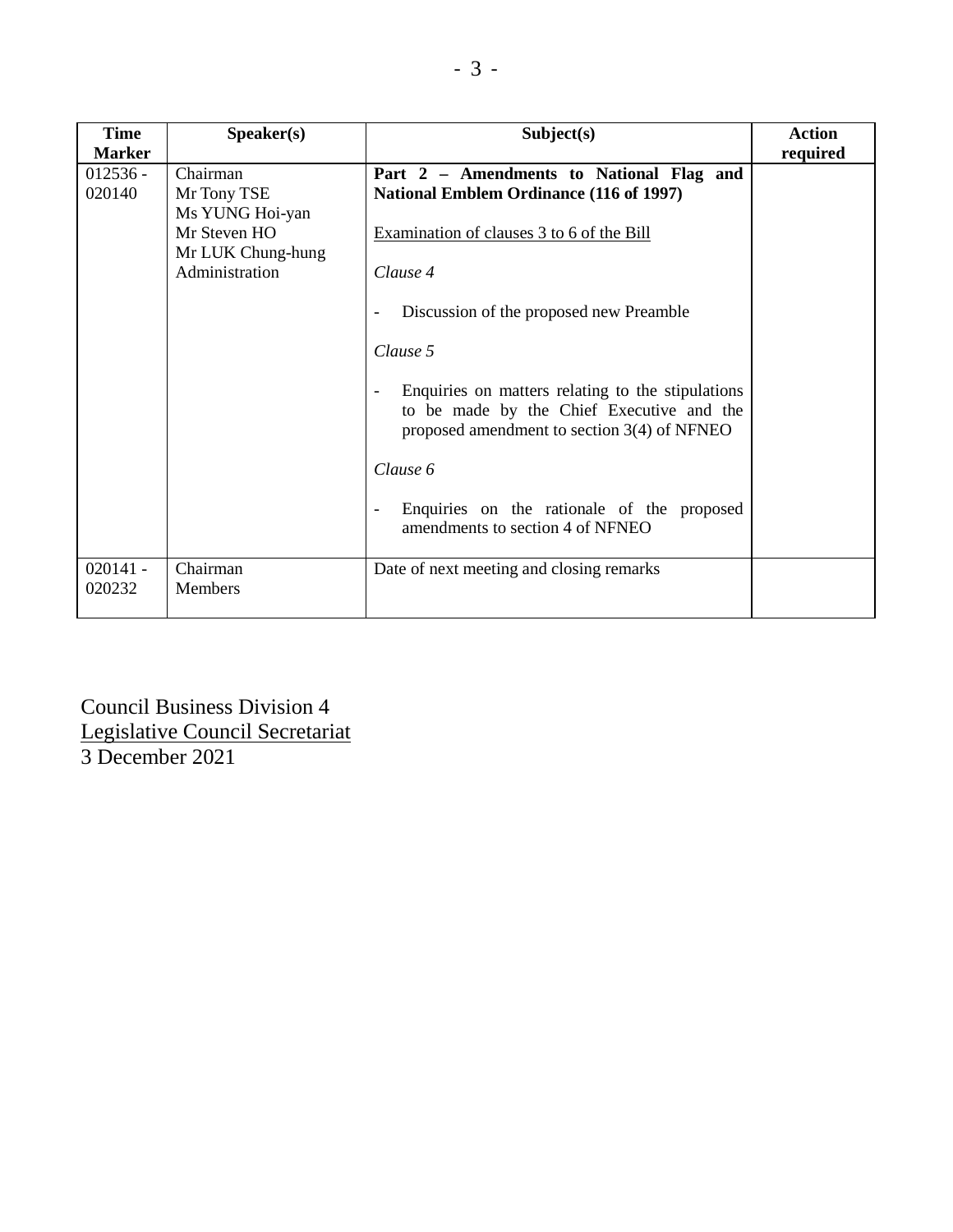| Time Marker | Speaker(s) | Subject(s) | Action required |
|---|---|---|---|
| 012536 - 020140 | Chairman<br>Mr Tony TSE<br>Ms YUNG Hoi-yan<br>Mr Steven HO<br>Mr LUK Chung-hung<br>Administration | **Part 2 – Amendments to National Flag and National Emblem Ordinance (116 of 1997)**<br><br><u>Examination of clauses 3 to 6 of the Bill</u><br><br>*Clause 4*<br><br>- Discussion of the proposed new Preamble<br><br>*Clause 5*<br><br>- Enquiries on matters relating to the stipulations to be made by the Chief Executive and the proposed amendment to section 3(4) of NFNEO<br><br>*Clause 6*<br><br>- Enquiries on the rationale of the proposed amendments to section 4 of NFNEO | |
| 020141 - 020232 | Chairman<br>Members | Date of next meeting and closing remarks | |

Council Business Division 4
<u>Legislative Council Secretariat</u>
3 December 2021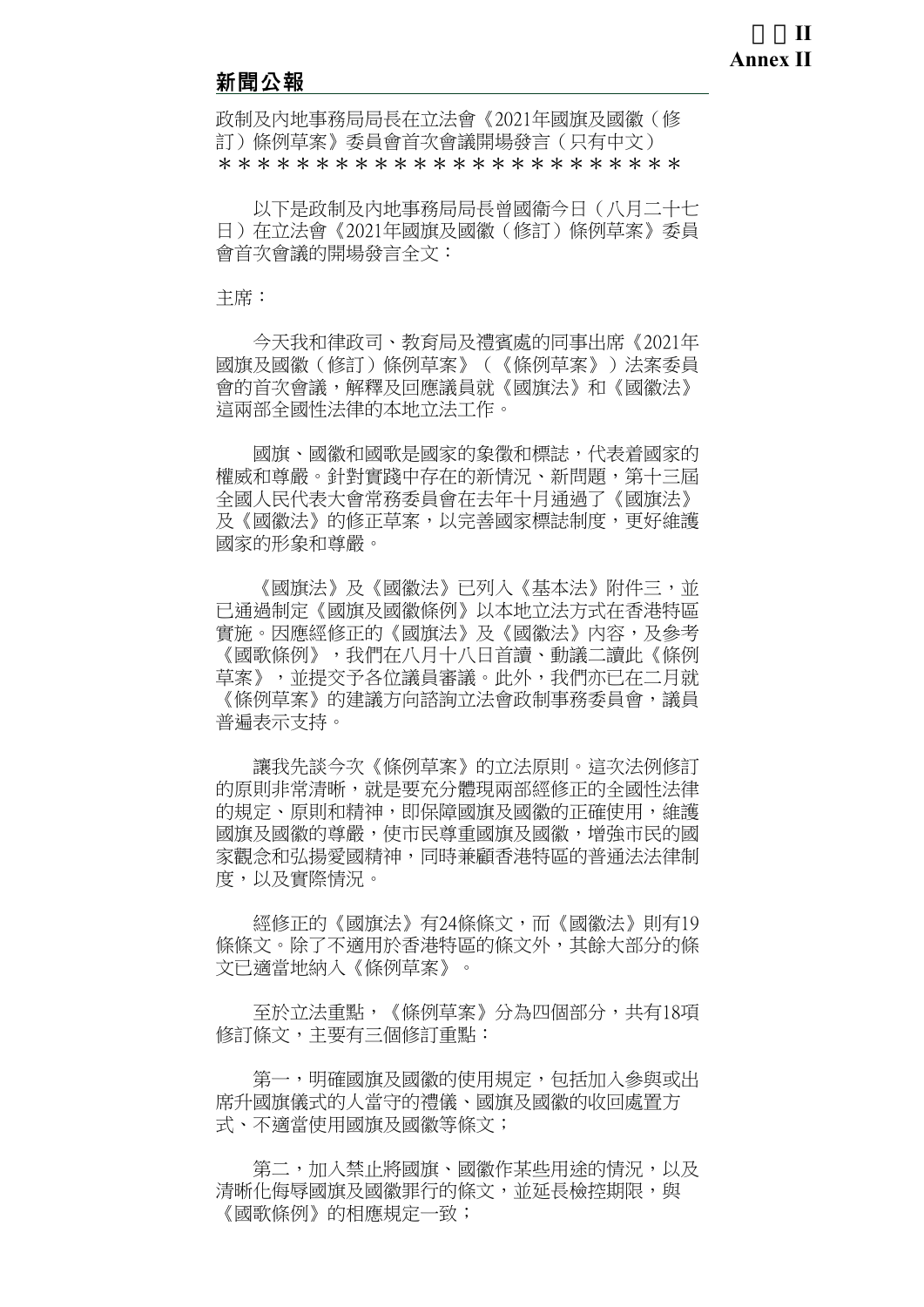附件II
Annex II

## 新聞公報

政制及內地事務局局長在立法會《2021年國旗及國徽（修訂）條例草案》委員會首次會議開場發言（只有中文）
*************************

以下是政制及內地事務局局長曾國衞今日（八月二十七日）在立法會《2021年國旗及國徽（修訂）條例草案》委員會首次會議的開場發言全文：

主席：

今天我和律政司、教育局及禮賓處的同事出席《2021年國旗及國徽（修訂）條例草案》（《條例草案》）法案委員會的首次會議，解釋及回應議員就《國旗法》和《國徽法》這兩部全國性法律的本地立法工作。

國旗、國徽和國歌是國家的象徵和標誌，代表着國家的權威和尊嚴。針對實踐中存在的新情況、新問題，第十三屆全國人民代表大會常務委員會在去年十月通過了《國旗法》及《國徽法》的修正草案，以完善國家標誌制度，更好維護國家的形象和尊嚴。

《國旗法》及《國徽法》已列入《基本法》附件三，並已通過制定《國旗及國徽條例》以本地立法方式在香港特區實施。因應經修正的《國旗法》及《國徽法》內容，及參考《國歌條例》，我們在八月十八日首讀、動議二讀此《條例草案》，並提交予各位議員審議。此外，我們亦已在二月就《條例草案》的建議方向諮詢立法會政制事務委員會，議員普遍表示支持。

讓我先談今次《條例草案》的立法原則。這次法例修訂的原則非常清晰，就是要充分體現兩部經修正的全國性法律的規定、原則和精神，即保障國旗及國徽的正確使用，維護國旗及國徽的尊嚴，使市民尊重國旗及國徽，增強市民的國家觀念和弘揚愛國精神，同時兼顧香港特區的普通法法律制度，以及實際情況。

經修正的《國旗法》有24條條文，而《國徽法》則有19條條文。除了不適用於香港特區的條文外，其餘大部分的條文已適當地納入《條例草案》。

至於立法重點，《條例草案》分為四個部分，共有18項修訂條文，主要有三個修訂重點：

第一，明確國旗及國徽的使用規定，包括加入參與或出席升國旗儀式的人當守的禮儀、國旗及國徽的收回處置方式、不適當使用國旗及國徽等條文；

第二，加入禁止將國旗、國徽作某些用途的情況，以及清晰化侮辱國旗及國徽罪行的條文，並延長檢控期限，與《國歌條例》的相應規定一致；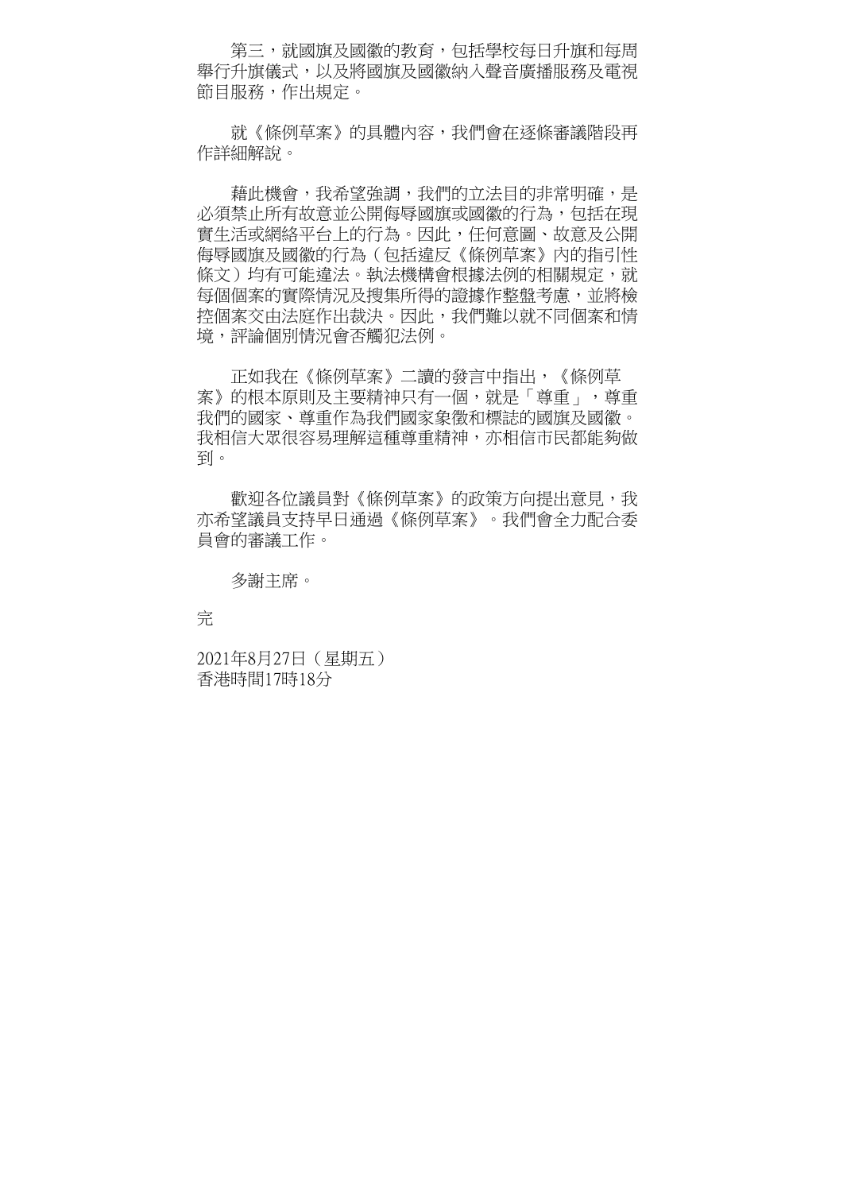第三，就國旗及國徽的教育，包括學校每日升旗和每周舉行升旗儀式，以及將國旗及國徽納入聲音廣播服務及電視節目服務，作出規定。

就《條例草案》的具體內容，我們會在逐條審議階段再作詳細解說。

藉此機會，我希望強調，我們的立法目的非常明確，是必須禁止所有故意並公開侮辱國旗或國徽的行為，包括在現實生活或網絡平台上的行為。因此，任何意圖、故意及公開侮辱國旗及國徽的行為（包括違反《條例草案》內的指引性條文）均有可能違法。執法機構會根據法例的相關規定，就每個個案的實際情況及搜集所得的證據作整盤考慮，並將檢控個案交由法庭作出裁決。因此，我們難以就不同個案和情境，評論個別情況會否觸犯法例。

正如我在《條例草案》二讀的發言中指出，《條例草案》的根本原則及主要精神只有一個，就是「尊重」，尊重我們的國家、尊重作為我們國家象徵和標誌的國旗及國徽。我相信大眾很容易理解這種尊重精神，亦相信市民都能夠做到。

歡迎各位議員對《條例草案》的政策方向提出意見，我亦希望議員支持早日通過《條例草案》。我們會全力配合委員會的審議工作。

多謝主席。

完

2021年8月27日（星期五）
香港時間17時18分